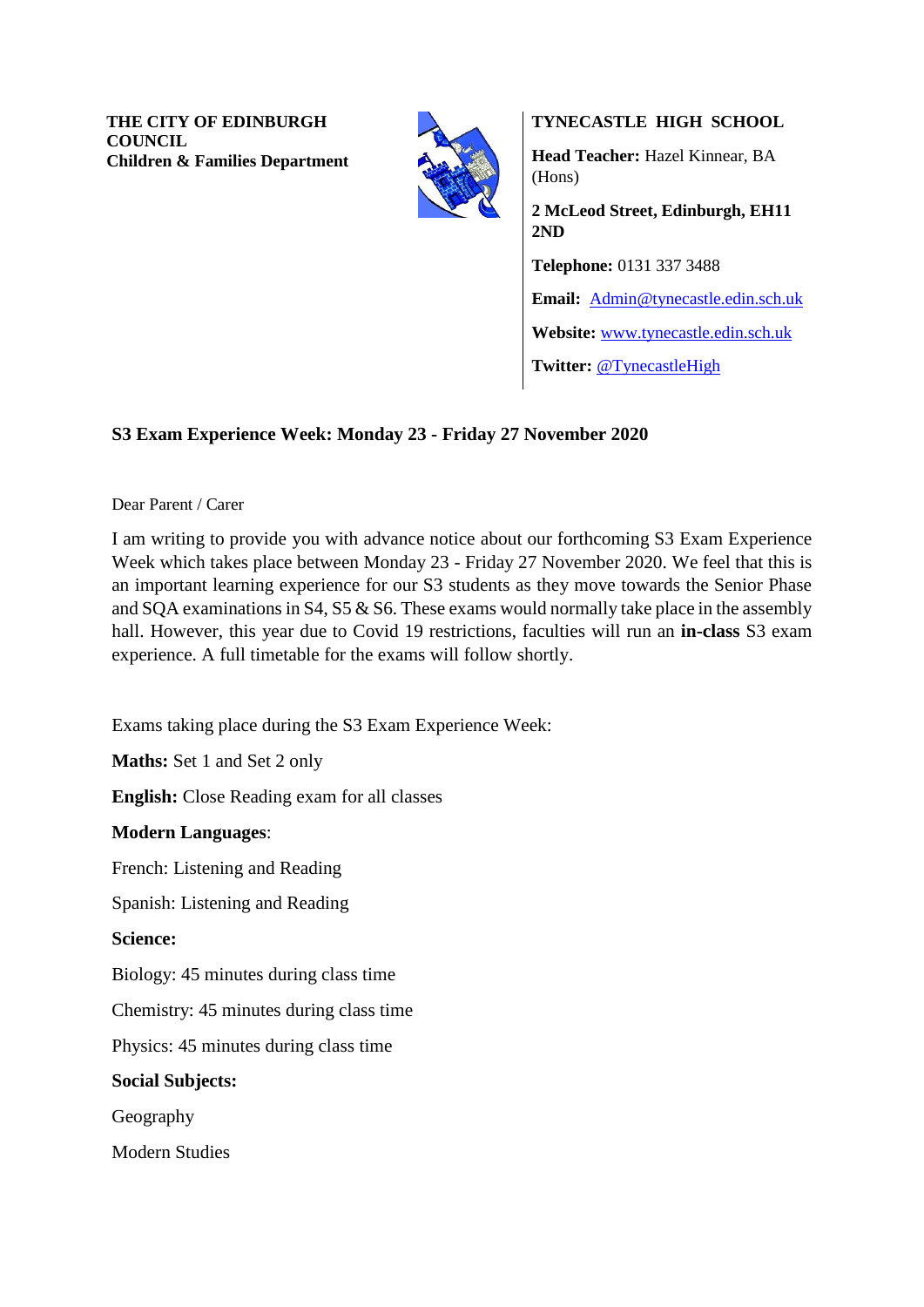**THE CITY OF EDINBURGH COUNCIL**
**Children & Families Department**

**TYNECASTLE HIGH SCHOOL**

**Head Teacher:** Hazel Kinnear, BA (Hons)

**2 McLeod Street, Edinburgh, EH11 2ND**

**Telephone:** 0131 337 3488

**Email:** Admin@tynecastle.edin.sch.uk

**Website:** www.tynecastle.edin.sch.uk

**Twitter:** @TynecastleHigh

## S3 Exam Experience Week: Monday 23 - Friday 27 November 2020

Dear Parent / Carer

I am writing to provide you with advance notice about our forthcoming S3 Exam Experience Week which takes place between Monday 23 - Friday 27 November 2020. We feel that this is an important learning experience for our S3 students as they move towards the Senior Phase and SQA examinations in S4, S5 & S6. These exams would normally take place in the assembly hall. However, this year due to Covid 19 restrictions, faculties will run an **in-class** S3 exam experience. A full timetable for the exams will follow shortly.

Exams taking place during the S3 Exam Experience Week:

**Maths:** Set 1 and Set 2 only

**English:** Close Reading exam for all classes

**Modern Languages**:

French: Listening and Reading

Spanish: Listening and Reading

**Science:**

Biology: 45 minutes during class time

Chemistry: 45 minutes during class time

Physics: 45 minutes during class time

**Social Subjects:**

Geography

Modern Studies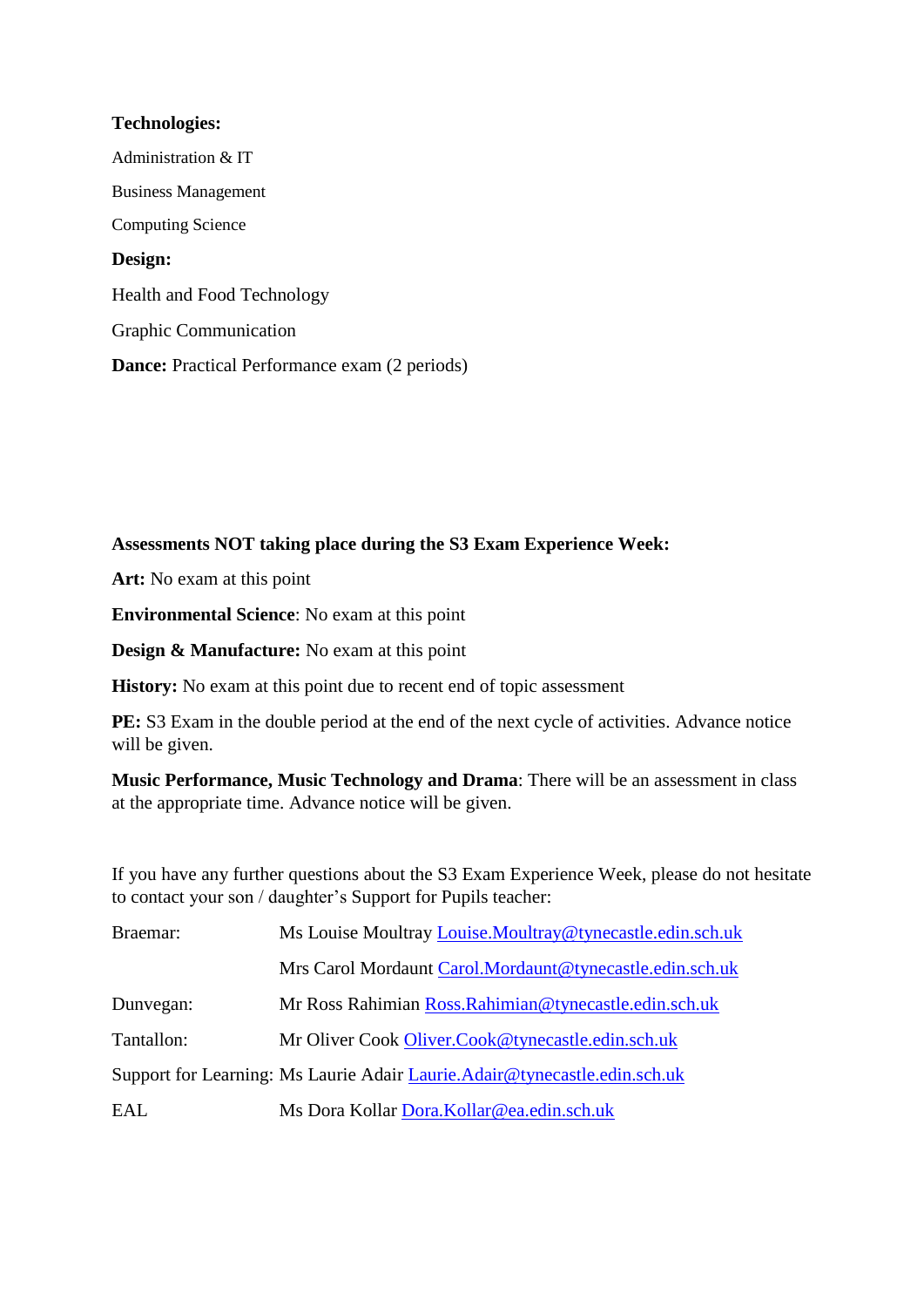**Technologies:**

Administration & IT

Business Management

Computing Science

**Design:**

Health and Food Technology

Graphic Communication

**Dance:** Practical Performance exam (2 periods)

**Assessments NOT taking place during the S3 Exam Experience Week:**

**Art:** No exam at this point

**Environmental Science**: No exam at this point

**Design & Manufacture:** No exam at this point

**History:** No exam at this point due to recent end of topic assessment

**PE:** S3 Exam in the double period at the end of the next cycle of activities. Advance notice will be given.

**Music Performance, Music Technology and Drama**: There will be an assessment in class at the appropriate time. Advance notice will be given.

If you have any further questions about the S3 Exam Experience Week, please do not hesitate to contact your son / daughter's Support for Pupils teacher:

| | |
|---|---|
| Braemar: | Ms Louise Moultray Louise.Moultray@tynecastle.edin.sch.uk |
| | Mrs Carol Mordaunt Carol.Mordaunt@tynecastle.edin.sch.uk |
| Dunvegan: | Mr Ross Rahimian Ross.Rahimian@tynecastle.edin.sch.uk |
| Tantallon: | Mr Oliver Cook Oliver.Cook@tynecastle.edin.sch.uk |
| Support for Learning: | Ms Laurie Adair Laurie.Adair@tynecastle.edin.sch.uk |
| EAL | Ms Dora Kollar Dora.Kollar@ea.edin.sch.uk |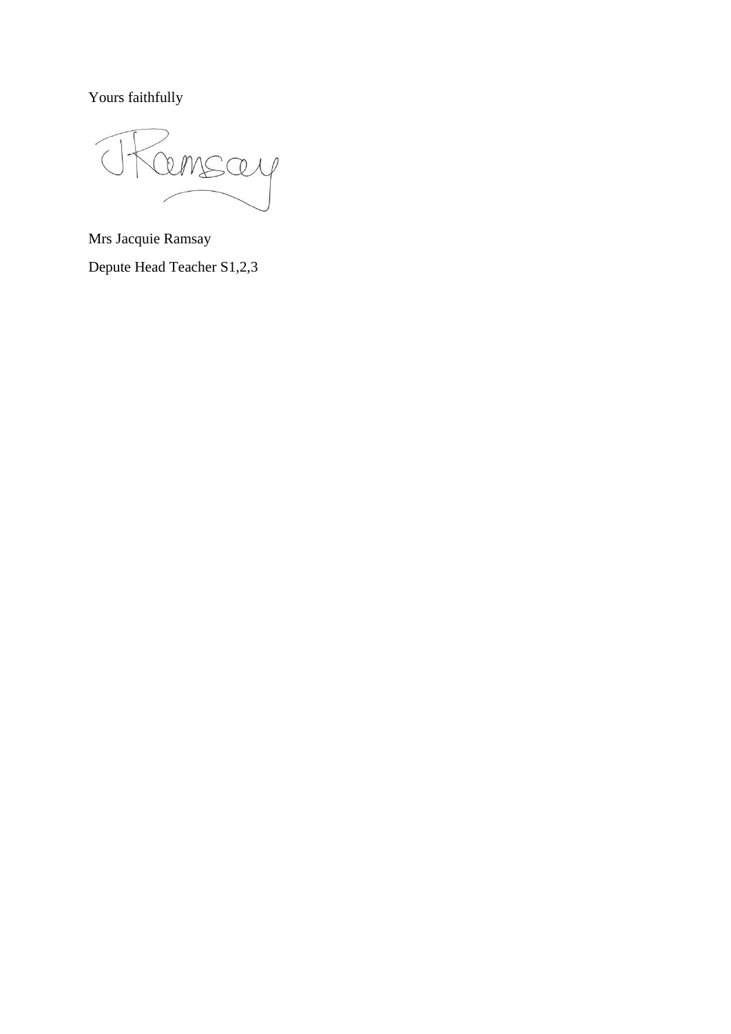Yours faithfully

Mrs Jacquie Ramsay

Depute Head Teacher S1,2,3